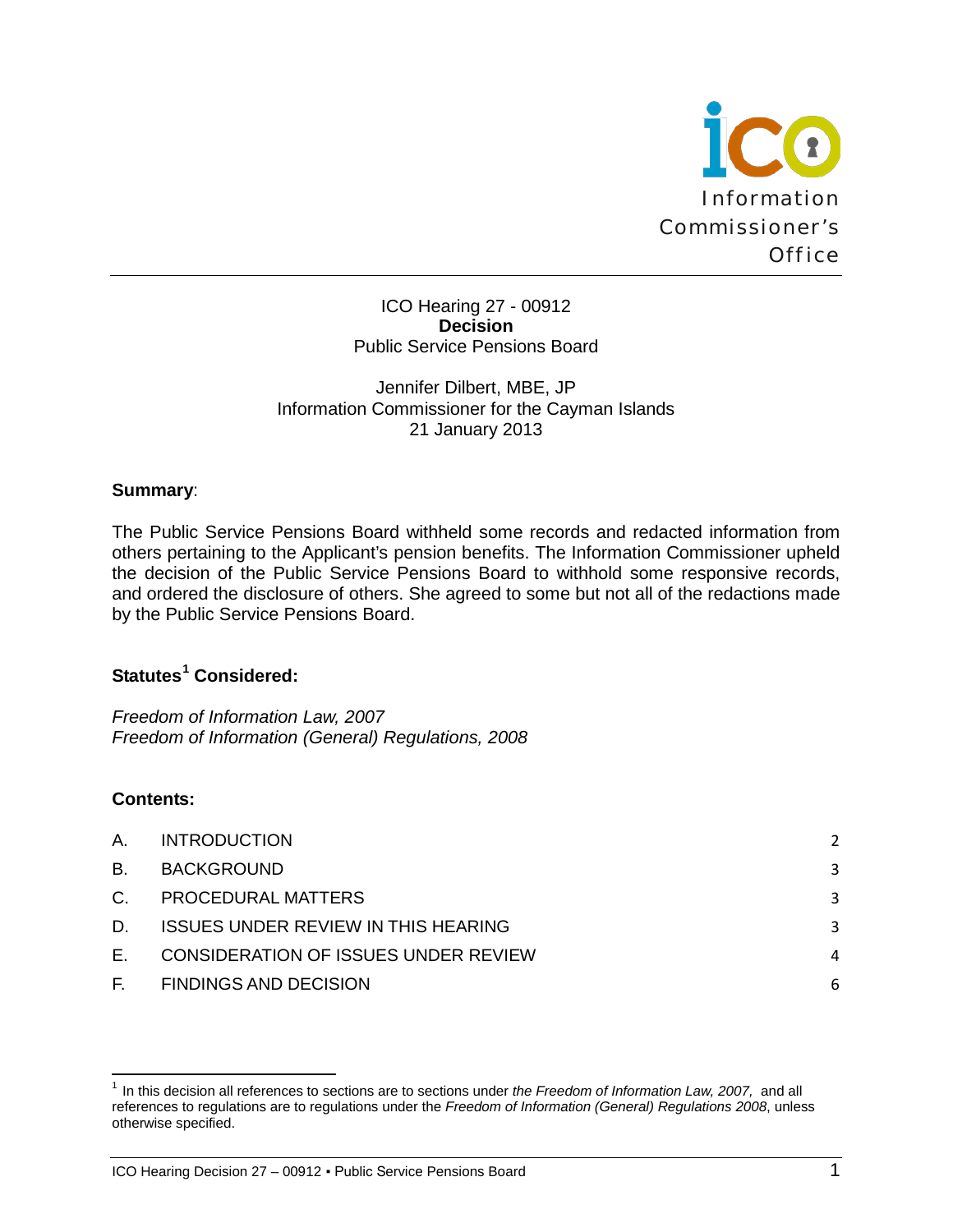Information Commissioner's Office

ICO Hearing 27 - 00912
**Decision**
Public Service Pensions Board

Jennifer Dilbert, MBE, JP
Information Commissioner for the Cayman Islands
21 January 2013

**Summary**:

The Public Service Pensions Board withheld some records and redacted information from others pertaining to the Applicant's pension benefits. The Information Commissioner upheld the decision of the Public Service Pensions Board to withhold some responsive records, and ordered the disclosure of others. She agreed to some but not all of the redactions made by the Public Service Pensions Board.

**Statutes[1] Considered:**

*Freedom of Information Law, 2007*
*Freedom of Information (General) Regulations, 2008*

**Contents:**

| | | |
|---|---|---|
| A. | INTRODUCTION | 2 |
| B. | BACKGROUND | 3 |
| C. | PROCEDURAL MATTERS | 3 |
| D. | ISSUES UNDER REVIEW IN THIS HEARING | 3 |
| E. | CONSIDERATION OF ISSUES UNDER REVIEW | 4 |
| F. | FINDINGS AND DECISION | 6 |

[1] In this decision all references to sections are to sections under *the Freedom of Information Law, 2007,* and all references to regulations are to regulations under the *Freedom of Information (General) Regulations 2008*, unless otherwise specified.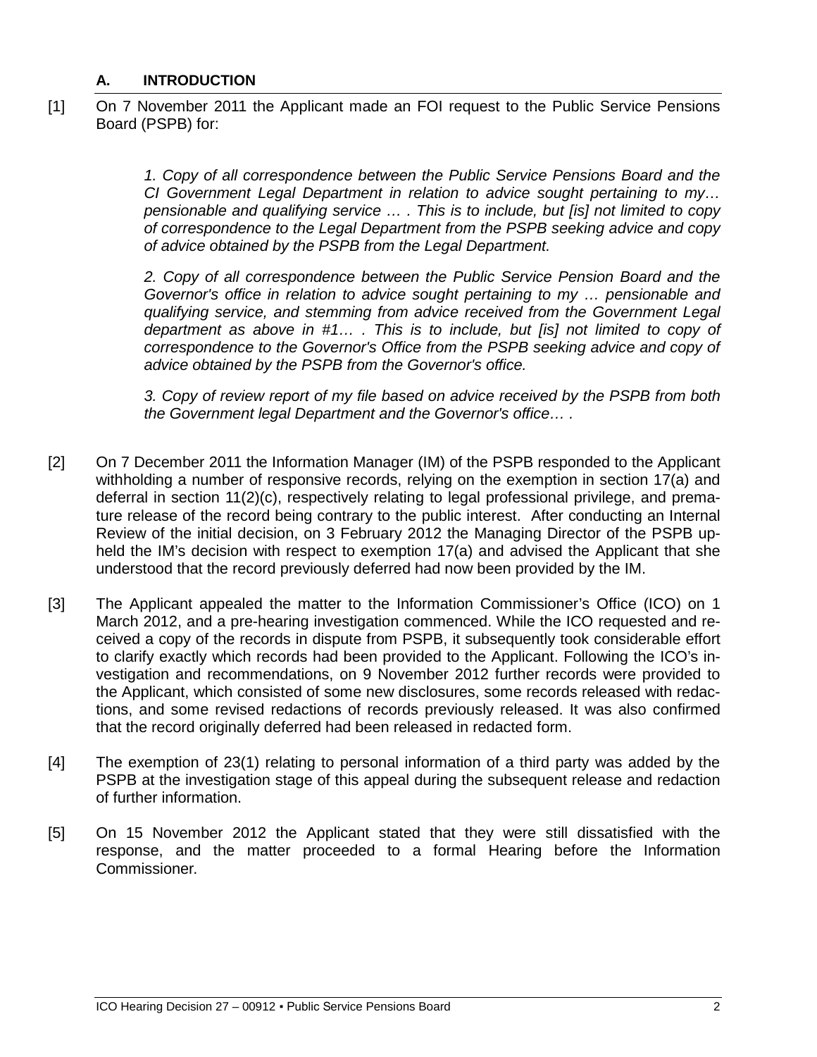## A. INTRODUCTION

[1] On 7 November 2011 the Applicant made an FOI request to the Public Service Pensions Board (PSPB) for:

> *1. Copy of all correspondence between the Public Service Pensions Board and the CI Government Legal Department in relation to advice sought pertaining to my… pensionable and qualifying service … . This is to include, but [is] not limited to copy of correspondence to the Legal Department from the PSPB seeking advice and copy of advice obtained by the PSPB from the Legal Department.*
>
> *2. Copy of all correspondence between the Public Service Pension Board and the Governor's office in relation to advice sought pertaining to my … pensionable and qualifying service, and stemming from advice received from the Government Legal department as above in #1… . This is to include, but [is] not limited to copy of correspondence to the Governor's Office from the PSPB seeking advice and copy of advice obtained by the PSPB from the Governor's office.*
>
> *3. Copy of review report of my file based on advice received by the PSPB from both the Government legal Department and the Governor's office… .*

[2] On 7 December 2011 the Information Manager (IM) of the PSPB responded to the Applicant withholding a number of responsive records, relying on the exemption in section 17(a) and deferral in section 11(2)(c), respectively relating to legal professional privilege, and premature release of the record being contrary to the public interest. After conducting an Internal Review of the initial decision, on 3 February 2012 the Managing Director of the PSPB upheld the IM's decision with respect to exemption 17(a) and advised the Applicant that she understood that the record previously deferred had now been provided by the IM.

[3] The Applicant appealed the matter to the Information Commissioner's Office (ICO) on 1 March 2012, and a pre-hearing investigation commenced. While the ICO requested and received a copy of the records in dispute from PSPB, it subsequently took considerable effort to clarify exactly which records had been provided to the Applicant. Following the ICO's investigation and recommendations, on 9 November 2012 further records were provided to the Applicant, which consisted of some new disclosures, some records released with redactions, and some revised redactions of records previously released. It was also confirmed that the record originally deferred had been released in redacted form.

[4] The exemption of 23(1) relating to personal information of a third party was added by the PSPB at the investigation stage of this appeal during the subsequent release and redaction of further information.

[5] On 15 November 2012 the Applicant stated that they were still dissatisfied with the response, and the matter proceeded to a formal Hearing before the Information Commissioner.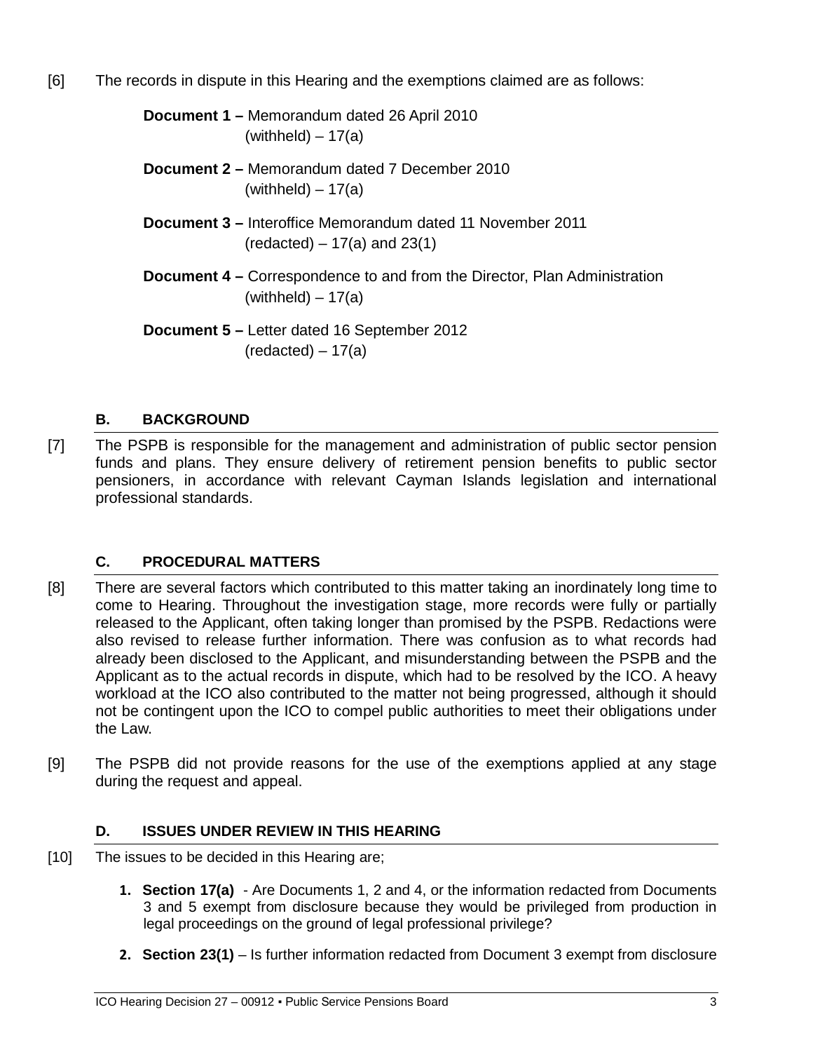[6] The records in dispute in this Hearing and the exemptions claimed are as follows:

**Document 1 –** Memorandum dated 26 April 2010
(withheld) – 17(a)

**Document 2 –** Memorandum dated 7 December 2010
(withheld) – 17(a)

**Document 3 –** Interoffice Memorandum dated 11 November 2011
(redacted) – 17(a) and 23(1)

**Document 4 –** Correspondence to and from the Director, Plan Administration
(withheld) – 17(a)

**Document 5 –** Letter dated 16 September 2012
(redacted) – 17(a)

## B. BACKGROUND

[7] The PSPB is responsible for the management and administration of public sector pension funds and plans. They ensure delivery of retirement pension benefits to public sector pensioners, in accordance with relevant Cayman Islands legislation and international professional standards.

## C. PROCEDURAL MATTERS

[8] There are several factors which contributed to this matter taking an inordinately long time to come to Hearing. Throughout the investigation stage, more records were fully or partially released to the Applicant, often taking longer than promised by the PSPB. Redactions were also revised to release further information. There was confusion as to what records had already been disclosed to the Applicant, and misunderstanding between the PSPB and the Applicant as to the actual records in dispute, which had to be resolved by the ICO. A heavy workload at the ICO also contributed to the matter not being progressed, although it should not be contingent upon the ICO to compel public authorities to meet their obligations under the Law.

[9] The PSPB did not provide reasons for the use of the exemptions applied at any stage during the request and appeal.

## D. ISSUES UNDER REVIEW IN THIS HEARING

[10] The issues to be decided in this Hearing are;

1. **Section 17(a)** - Are Documents 1, 2 and 4, or the information redacted from Documents 3 and 5 exempt from disclosure because they would be privileged from production in legal proceedings on the ground of legal professional privilege?

2. **Section 23(1)** – Is further information redacted from Document 3 exempt from disclosure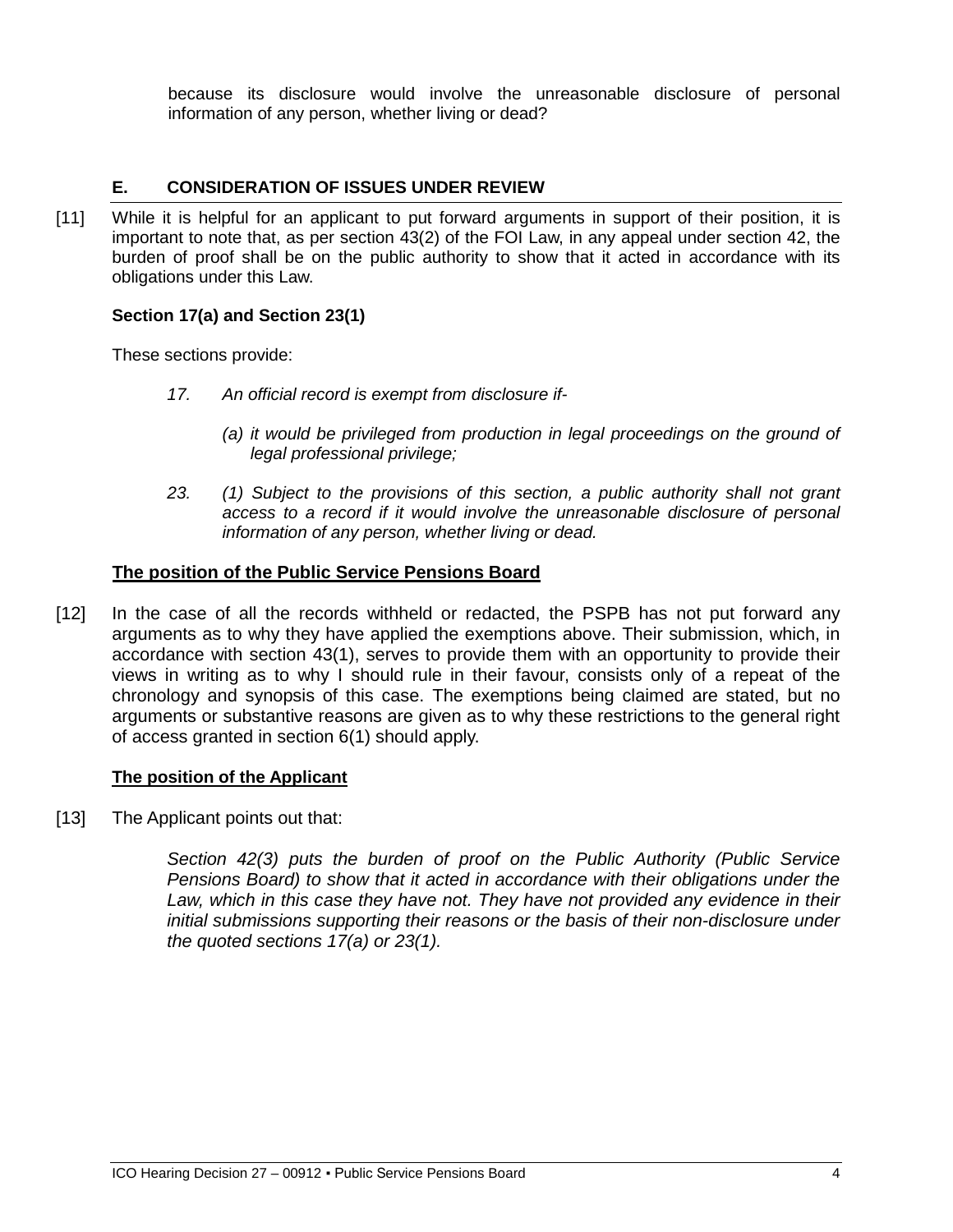because its disclosure would involve the unreasonable disclosure of personal information of any person, whether living or dead?

## E. CONSIDERATION OF ISSUES UNDER REVIEW

[11] While it is helpful for an applicant to put forward arguments in support of their position, it is important to note that, as per section 43(2) of the FOI Law, in any appeal under section 42, the burden of proof shall be on the public authority to show that it acted in accordance with its obligations under this Law.

**Section 17(a) and Section 23(1)**

These sections provide:

> *17. An official record is exempt from disclosure if-*
>
> *(a) it would be privileged from production in legal proceedings on the ground of legal professional privilege;*
>
> *23. (1) Subject to the provisions of this section, a public authority shall not grant access to a record if it would involve the unreasonable disclosure of personal information of any person, whether living or dead.*

**The position of the Public Service Pensions Board**

[12] In the case of all the records withheld or redacted, the PSPB has not put forward any arguments as to why they have applied the exemptions above. Their submission, which, in accordance with section 43(1), serves to provide them with an opportunity to provide their views in writing as to why I should rule in their favour, consists only of a repeat of the chronology and synopsis of this case. The exemptions being claimed are stated, but no arguments or substantive reasons are given as to why these restrictions to the general right of access granted in section 6(1) should apply.

**The position of the Applicant**

[13] The Applicant points out that:

> *Section 42(3) puts the burden of proof on the Public Authority (Public Service Pensions Board) to show that it acted in accordance with their obligations under the Law, which in this case they have not. They have not provided any evidence in their initial submissions supporting their reasons or the basis of their non-disclosure under the quoted sections 17(a) or 23(1).*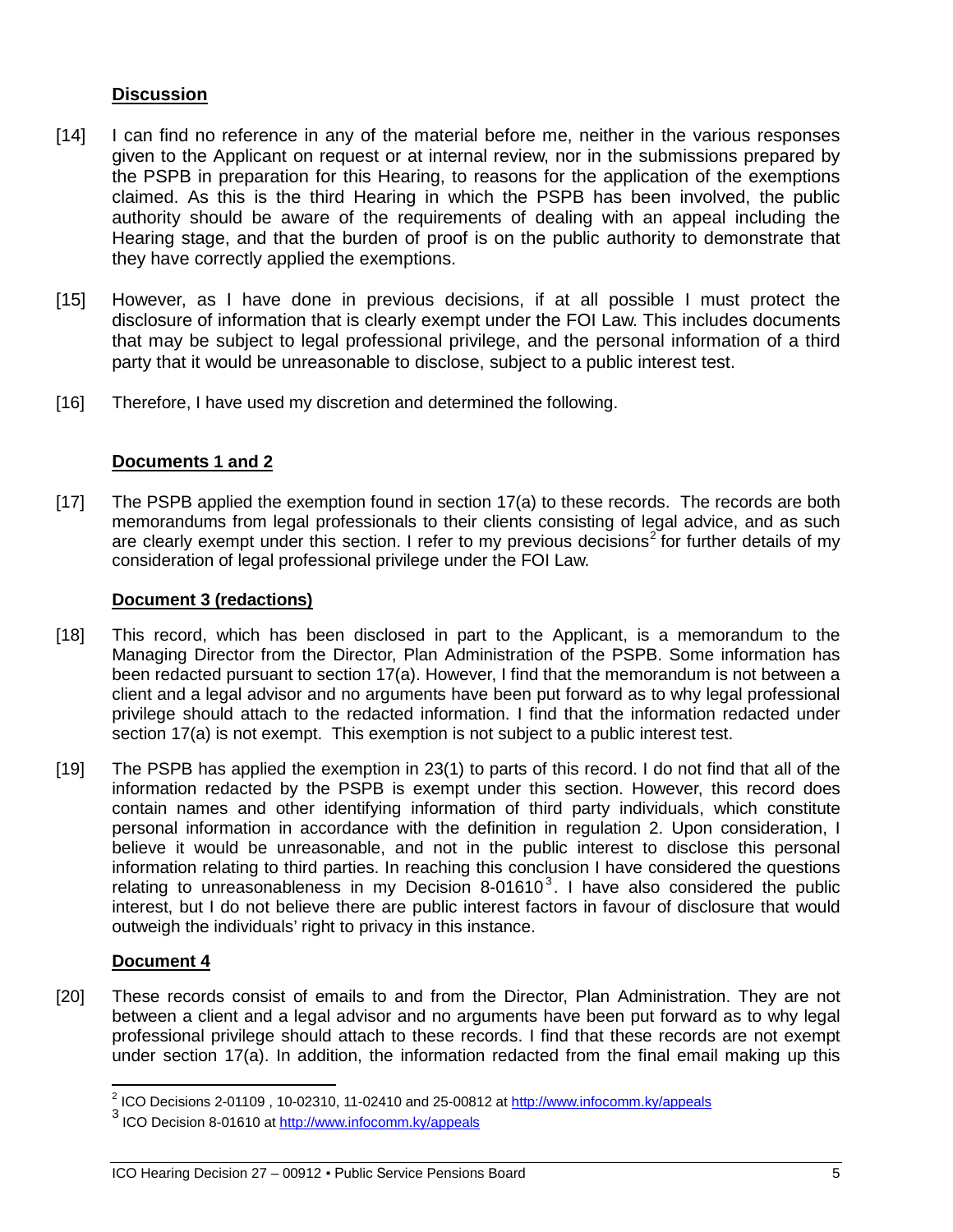## **Discussion**

[14] I can find no reference in any of the material before me, neither in the various responses given to the Applicant on request or at internal review, nor in the submissions prepared by the PSPB in preparation for this Hearing, to reasons for the application of the exemptions claimed. As this is the third Hearing in which the PSPB has been involved, the public authority should be aware of the requirements of dealing with an appeal including the Hearing stage, and that the burden of proof is on the public authority to demonstrate that they have correctly applied the exemptions.

[15] However, as I have done in previous decisions, if at all possible I must protect the disclosure of information that is clearly exempt under the FOI Law. This includes documents that may be subject to legal professional privilege, and the personal information of a third party that it would be unreasonable to disclose, subject to a public interest test.

[16] Therefore, I have used my discretion and determined the following.

### **Documents 1 and 2**

[17] The PSPB applied the exemption found in section 17(a) to these records. The records are both memorandums from legal professionals to their clients consisting of legal advice, and as such are clearly exempt under this section. I refer to my previous decisions[2] for further details of my consideration of legal professional privilege under the FOI Law.

### **Document 3 (redactions)**

[18] This record, which has been disclosed in part to the Applicant, is a memorandum to the Managing Director from the Director, Plan Administration of the PSPB. Some information has been redacted pursuant to section 17(a). However, I find that the memorandum is not between a client and a legal advisor and no arguments have been put forward as to why legal professional privilege should attach to the redacted information. I find that the information redacted under section 17(a) is not exempt. This exemption is not subject to a public interest test.

[19] The PSPB has applied the exemption in 23(1) to parts of this record. I do not find that all of the information redacted by the PSPB is exempt under this section. However, this record does contain names and other identifying information of third party individuals, which constitute personal information in accordance with the definition in regulation 2. Upon consideration, I believe it would be unreasonable, and not in the public interest to disclose this personal information relating to third parties. In reaching this conclusion I have considered the questions relating to unreasonableness in my Decision 8-01610[3]. I have also considered the public interest, but I do not believe there are public interest factors in favour of disclosure that would outweigh the individuals' right to privacy in this instance.

### **Document 4**

[20] These records consist of emails to and from the Director, Plan Administration. They are not between a client and a legal advisor and no arguments have been put forward as to why legal professional privilege should attach to these records. I find that these records are not exempt under section 17(a). In addition, the information redacted from the final email making up this

---

[2] ICO Decisions 2-01109 , 10-02310, 11-02410 and 25-00812 at http://www.infocomm.ky/appeals

[3] ICO Decision 8-01610 at http://www.infocomm.ky/appeals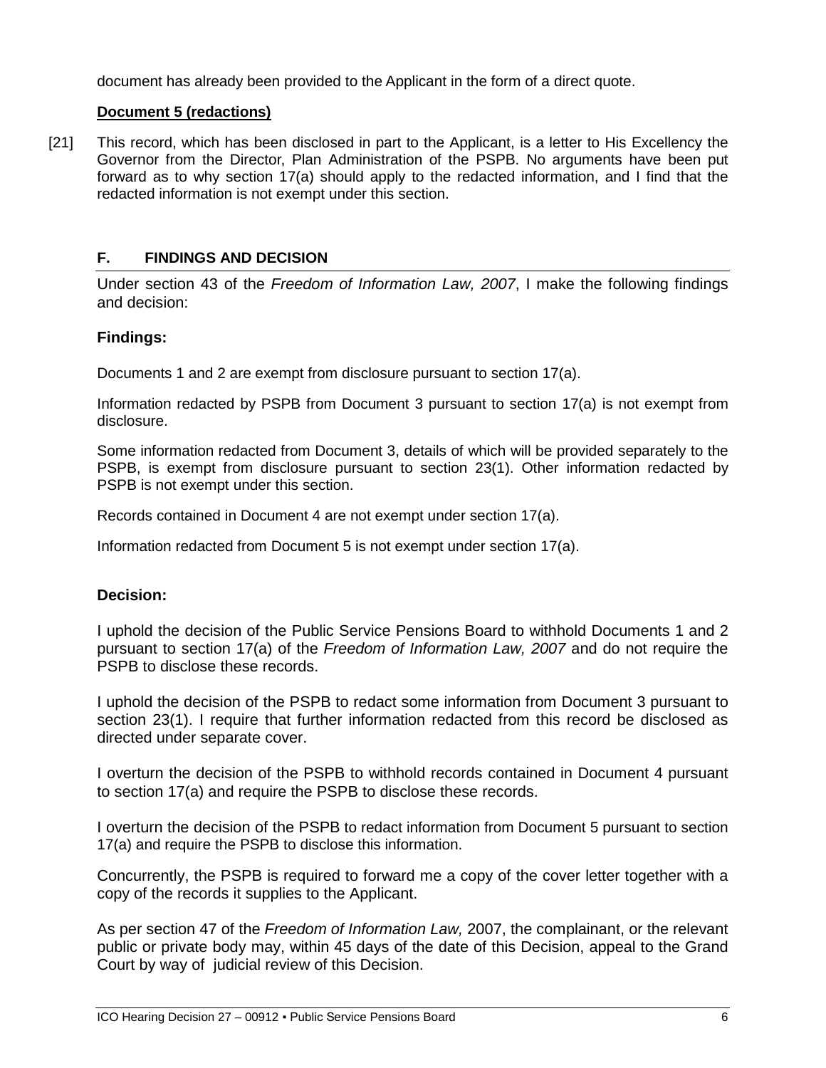document has already been provided to the Applicant in the form of a direct quote.

**Document 5 (redactions)**

[21] This record, which has been disclosed in part to the Applicant, is a letter to His Excellency the Governor from the Director, Plan Administration of the PSPB. No arguments have been put forward as to why section 17(a) should apply to the redacted information, and I find that the redacted information is not exempt under this section.

## F. FINDINGS AND DECISION

Under section 43 of the *Freedom of Information Law, 2007*, I make the following findings and decision:

### Findings:

Documents 1 and 2 are exempt from disclosure pursuant to section 17(a).

Information redacted by PSPB from Document 3 pursuant to section 17(a) is not exempt from disclosure.

Some information redacted from Document 3, details of which will be provided separately to the PSPB, is exempt from disclosure pursuant to section 23(1). Other information redacted by PSPB is not exempt under this section.

Records contained in Document 4 are not exempt under section 17(a).

Information redacted from Document 5 is not exempt under section 17(a).

### Decision:

I uphold the decision of the Public Service Pensions Board to withhold Documents 1 and 2 pursuant to section 17(a) of the *Freedom of Information Law, 2007* and do not require the PSPB to disclose these records.

I uphold the decision of the PSPB to redact some information from Document 3 pursuant to section 23(1). I require that further information redacted from this record be disclosed as directed under separate cover.

I overturn the decision of the PSPB to withhold records contained in Document 4 pursuant to section 17(a) and require the PSPB to disclose these records.

I overturn the decision of the PSPB to redact information from Document 5 pursuant to section 17(a) and require the PSPB to disclose this information.

Concurrently, the PSPB is required to forward me a copy of the cover letter together with a copy of the records it supplies to the Applicant.

As per section 47 of the *Freedom of Information Law,* 2007, the complainant, or the relevant public or private body may, within 45 days of the date of this Decision, appeal to the Grand Court by way of judicial review of this Decision.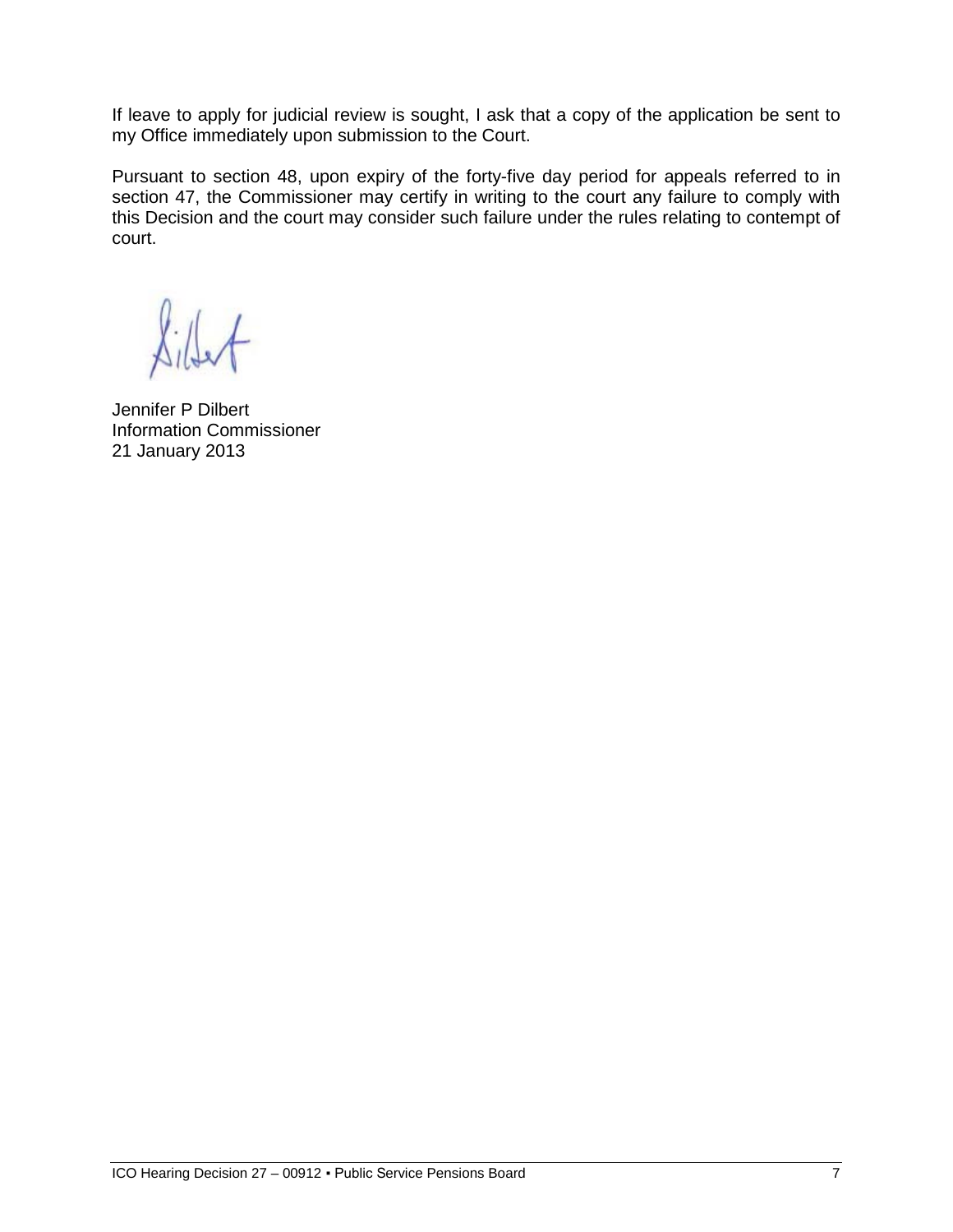If leave to apply for judicial review is sought, I ask that a copy of the application be sent to my Office immediately upon submission to the Court.

Pursuant to section 48, upon expiry of the forty-five day period for appeals referred to in section 47, the Commissioner may certify in writing to the court any failure to comply with this Decision and the court may consider such failure under the rules relating to contempt of court.

Jennifer P Dilbert  
Information Commissioner  
21 January 2013